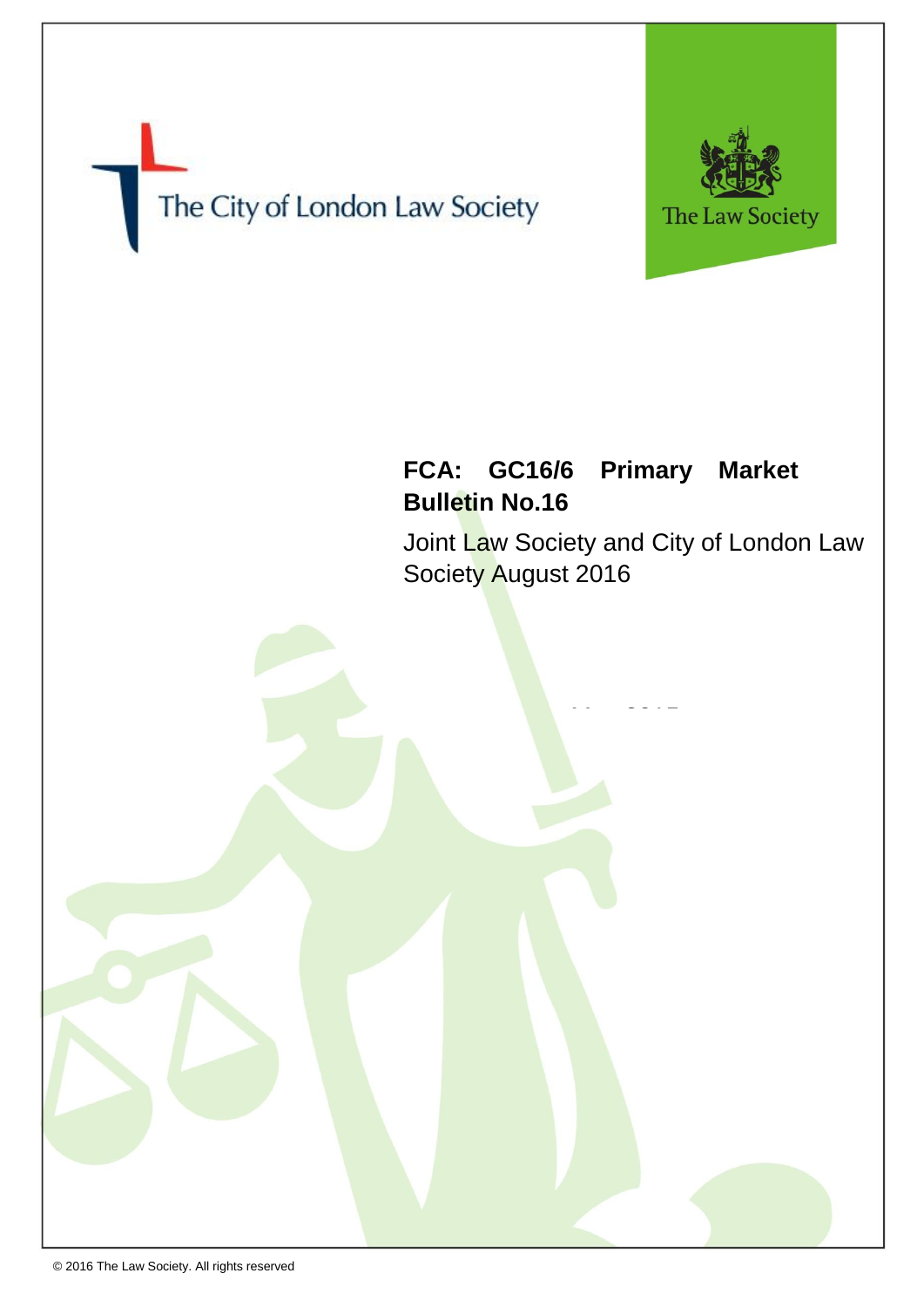The City of London Law Society

The Law Society

# FCA: GC16/6 Primary Market Bulletin No.16

Joint Law Society and City of London Law Society August 2016

© 2016 The Law Society. All rights reserved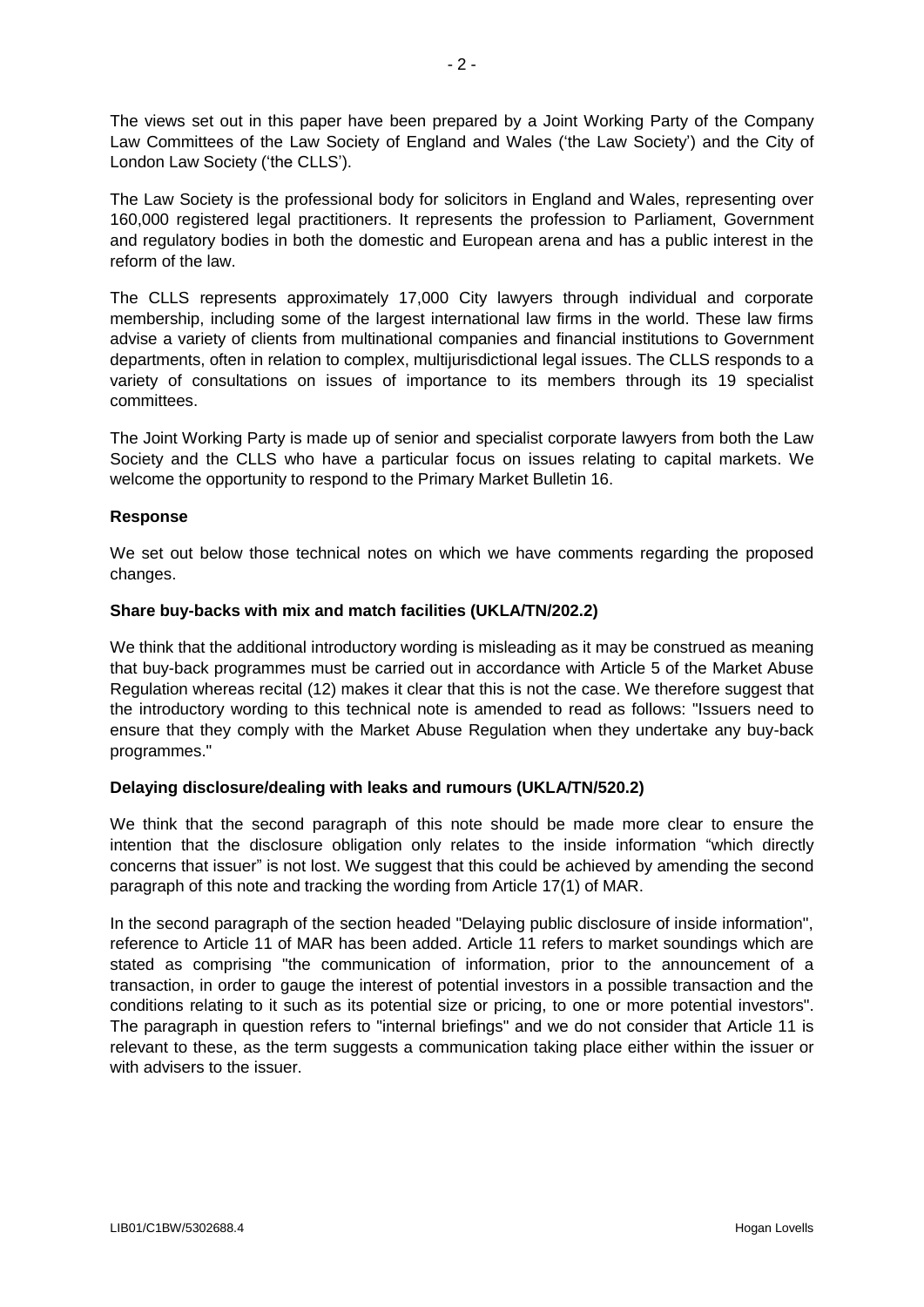The views set out in this paper have been prepared by a Joint Working Party of the Company Law Committees of the Law Society of England and Wales ('the Law Society') and the City of London Law Society ('the CLLS').

The Law Society is the professional body for solicitors in England and Wales, representing over 160,000 registered legal practitioners. It represents the profession to Parliament, Government and regulatory bodies in both the domestic and European arena and has a public interest in the reform of the law.

The CLLS represents approximately 17,000 City lawyers through individual and corporate membership, including some of the largest international law firms in the world. These law firms advise a variety of clients from multinational companies and financial institutions to Government departments, often in relation to complex, multijurisdictional legal issues. The CLLS responds to a variety of consultations on issues of importance to its members through its 19 specialist committees.

The Joint Working Party is made up of senior and specialist corporate lawyers from both the Law Society and the CLLS who have a particular focus on issues relating to capital markets. We welcome the opportunity to respond to the Primary Market Bulletin 16.

**Response**

We set out below those technical notes on which we have comments regarding the proposed changes.

**Share buy-backs with mix and match facilities (UKLA/TN/202.2)**

We think that the additional introductory wording is misleading as it may be construed as meaning that buy-back programmes must be carried out in accordance with Article 5 of the Market Abuse Regulation whereas recital (12) makes it clear that this is not the case. We therefore suggest that the introductory wording to this technical note is amended to read as follows: "Issuers need to ensure that they comply with the Market Abuse Regulation when they undertake any buy-back programmes."

**Delaying disclosure/dealing with leaks and rumours (UKLA/TN/520.2)**

We think that the second paragraph of this note should be made more clear to ensure the intention that the disclosure obligation only relates to the inside information "which directly concerns that issuer" is not lost. We suggest that this could be achieved by amending the second paragraph of this note and tracking the wording from Article 17(1) of MAR.

In the second paragraph of the section headed "Delaying public disclosure of inside information", reference to Article 11 of MAR has been added. Article 11 refers to market soundings which are stated as comprising "the communication of information, prior to the announcement of a transaction, in order to gauge the interest of potential investors in a possible transaction and the conditions relating to it such as its potential size or pricing, to one or more potential investors". The paragraph in question refers to "internal briefings" and we do not consider that Article 11 is relevant to these, as the term suggests a communication taking place either within the issuer or with advisers to the issuer.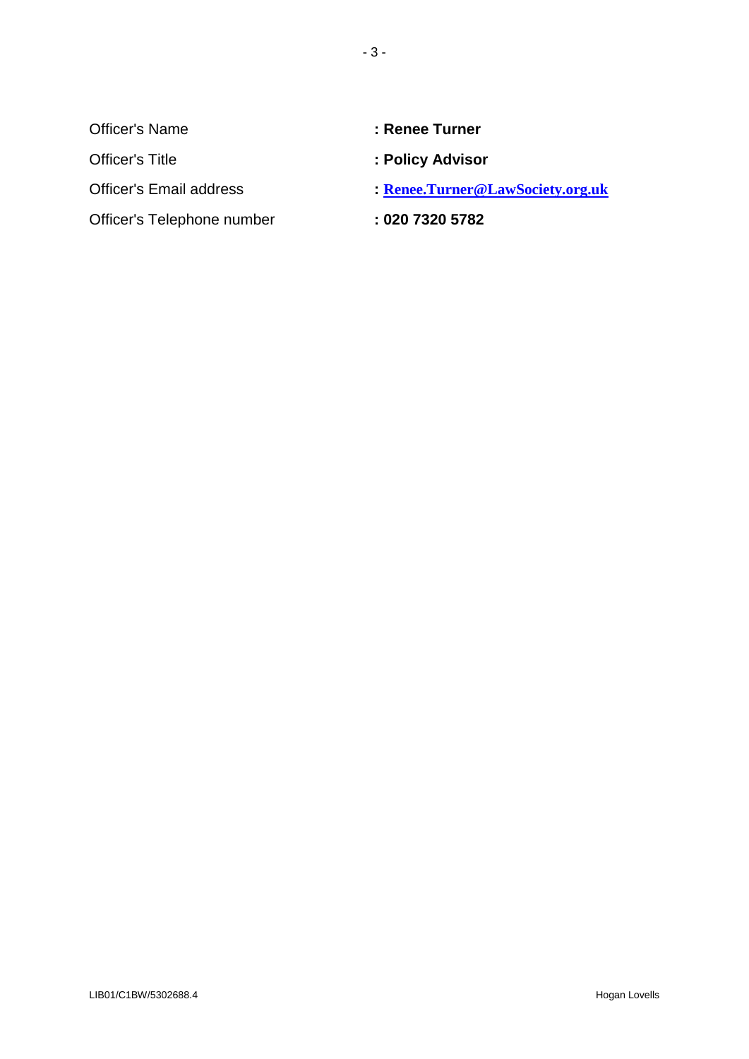| | |
|---|---|
| Officer's Name | **: Renee Turner** |
| Officer's Title | **: Policy Advisor** |
| Officer's Email address | **: Renee.Turner@LawSociety.org.uk** |
| Officer's Telephone number | **: 020 7320 5782** |